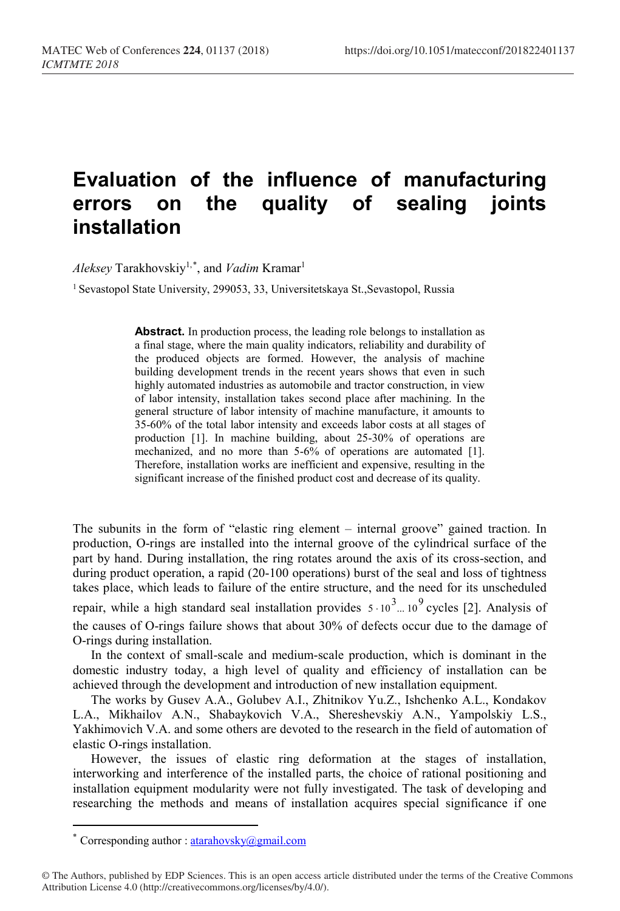# Evaluation of the influence of manufacturing errors on the quality of sealing joints installation

*Aleksey* Tarakhovskiy[1,*], and *Vadim* Kramar[1]

[1] Sevastopol State University, 299053, 33, Universitetskaya St.,Sevastopol, Russia

**Abstract.** In production process, the leading role belongs to installation as a final stage, where the main quality indicators, reliability and durability of the produced objects are formed. However, the analysis of machine building development trends in the recent years shows that even in such highly automated industries as automobile and tractor construction, in view of labor intensity, installation takes second place after machining. In the general structure of labor intensity of machine manufacture, it amounts to 35-60% of the total labor intensity and exceeds labor costs at all stages of production [1]. In machine building, about 25-30% of operations are mechanized, and no more than 5-6% of operations are automated [1]. Therefore, installation works are inefficient and expensive, resulting in the significant increase of the finished product cost and decrease of its quality.

The subunits in the form of "elastic ring element – internal groove" gained traction. In production, O-rings are installed into the internal groove of the cylindrical surface of the part by hand. During installation, the ring rotates around the axis of its cross-section, and during product operation, a rapid (20-100 operations) burst of the seal and loss of tightness takes place, which leads to failure of the entire structure, and the need for its unscheduled repair, while a high standard seal installation provides $5 \cdot 10^3 ... 10^9$ cycles [2]. Analysis of the causes of O-rings failure shows that about 30% of defects occur due to the damage of O-rings during installation.

In the context of small-scale and medium-scale production, which is dominant in the domestic industry today, a high level of quality and efficiency of installation can be achieved through the development and introduction of new installation equipment.

The works by Gusev A.A., Golubev A.I., Zhitnikov Yu.Z., Ishchenko A.L., Kondakov L.A., Mikhailov A.N., Shabaykovich V.A., Shereshevskiy A.N., Yampolskiy L.S., Yakhimovich V.A. and some others are devoted to the research in the field of automation of elastic O-rings installation.

However, the issues of elastic ring deformation at the stages of installation, interworking and interference of the installed parts, the choice of rational positioning and installation equipment modularity were not fully investigated. The task of developing and researching the methods and means of installation acquires special significance if one

* Corresponding author : atarahovsky@gmail.com

© The Authors, published by EDP Sciences. This is an open access article distributed under the terms of the Creative Commons Attribution License 4.0 (http://creativecommons.org/licenses/by/4.0/).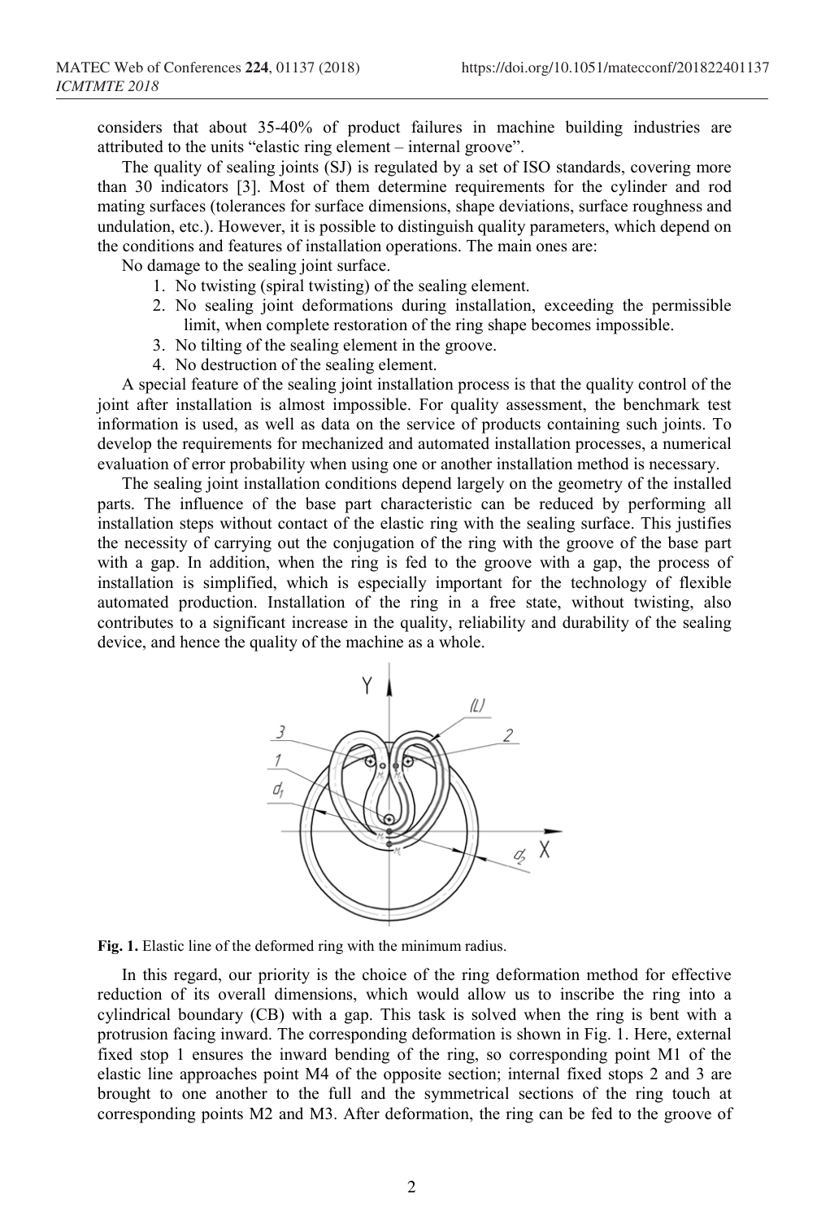considers that about 35-40% of product failures in machine building industries are attributed to the units "elastic ring element – internal groove".

The quality of sealing joints (SJ) is regulated by a set of ISO standards, covering more than 30 indicators [3]. Most of them determine requirements for the cylinder and rod mating surfaces (tolerances for surface dimensions, shape deviations, surface roughness and undulation, etc.). However, it is possible to distinguish quality parameters, which depend on the conditions and features of installation operations. The main ones are:

No damage to the sealing joint surface.

1. No twisting (spiral twisting) of the sealing element.
2. No sealing joint deformations during installation, exceeding the permissible limit, when complete restoration of the ring shape becomes impossible.
3. No tilting of the sealing element in the groove.
4. No destruction of the sealing element.

A special feature of the sealing joint installation process is that the quality control of the joint after installation is almost impossible. For quality assessment, the benchmark test information is used, as well as data on the service of products containing such joints. To develop the requirements for mechanized and automated installation processes, a numerical evaluation of error probability when using one or another installation method is necessary.

The sealing joint installation conditions depend largely on the geometry of the installed parts. The influence of the base part characteristic can be reduced by performing all installation steps without contact of the elastic ring with the sealing surface. This justifies the necessity of carrying out the conjugation of the ring with the groove of the base part with a gap. In addition, when the ring is fed to the groove with a gap, the process of installation is simplified, which is especially important for the technology of flexible automated production. Installation of the ring in a free state, without twisting, also contributes to a significant increase in the quality, reliability and durability of the sealing device, and hence the quality of the machine as a whole.

**Fig. 1.** Elastic line of the deformed ring with the minimum radius.

In this regard, our priority is the choice of the ring deformation method for effective reduction of its overall dimensions, which would allow us to inscribe the ring into a cylindrical boundary (CB) with a gap. This task is solved when the ring is bent with a protrusion facing inward. The corresponding deformation is shown in Fig. 1. Here, external fixed stop 1 ensures the inward bending of the ring, so corresponding point M1 of the elastic line approaches point M4 of the opposite section; internal fixed stops 2 and 3 are brought to one another to the full and the symmetrical sections of the ring touch at corresponding points M2 and M3. After deformation, the ring can be fed to the groove of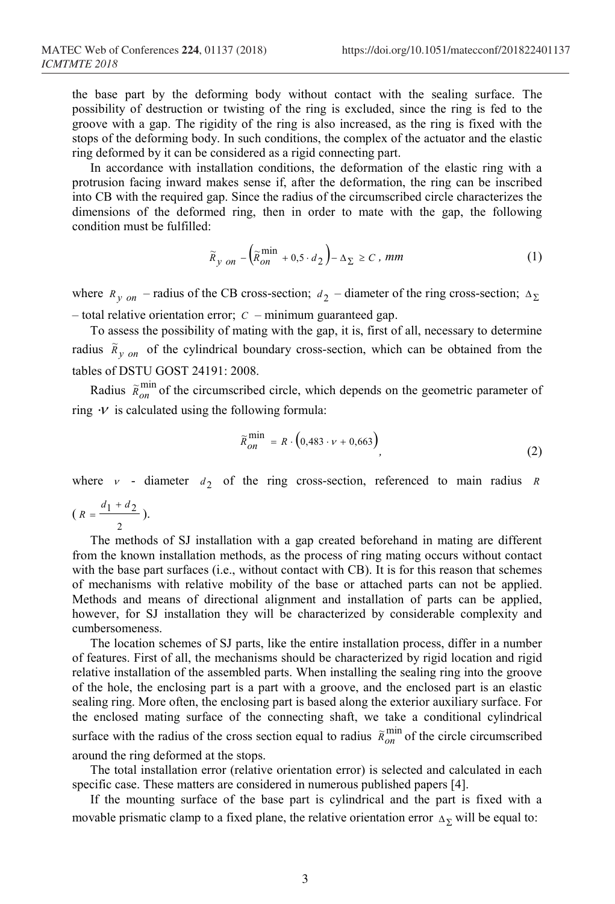the base part by the deforming body without contact with the sealing surface. The possibility of destruction or twisting of the ring is excluded, since the ring is fed to the groove with a gap. The rigidity of the ring is also increased, as the ring is fixed with the stops of the deforming body. In such conditions, the complex of the actuator and the elastic ring deformed by it can be considered as a rigid connecting part.

In accordance with installation conditions, the deformation of the elastic ring with a protrusion facing inward makes sense if, after the deformation, the ring can be inscribed into CB with the required gap. Since the radius of the circumscribed circle characterizes the dimensions of the deformed ring, then in order to mate with the gap, the following condition must be fulfilled:

$$\tilde{R}_{y\ on} - \left(\tilde{R}_{on}^{\min} + 0{,}5 \cdot d_2\right) - \Delta_\Sigma \geq C\ ,\ mm \tag{1}$$

where $R_{y\ on}$ – radius of the CB cross-section; $d_2$ – diameter of the ring cross-section; $\Delta_\Sigma$ – total relative orientation error; $C$ – minimum guaranteed gap.

To assess the possibility of mating with the gap, it is, first of all, necessary to determine radius $\tilde{R}_{y\ on}$ of the cylindrical boundary cross-section, which can be obtained from the tables of DSTU GOST 24191: 2008.

Radius $\tilde{R}_{on}^{\min}$ of the circumscribed circle, which depends on the geometric parameter of ring $\cdot\nu$ is calculated using the following formula:

$$\tilde{R}_{on}^{\min} = R \cdot \left(0{,}483 \cdot \nu + 0{,}663\right), \tag{2}$$

where $\nu$ - diameter $d_2$ of the ring cross-section, referenced to main radius $R$ ($R = \frac{d_1 + d_2}{2}$).

The methods of SJ installation with a gap created beforehand in mating are different from the known installation methods, as the process of ring mating occurs without contact with the base part surfaces (i.e., without contact with CB). It is for this reason that schemes of mechanisms with relative mobility of the base or attached parts can not be applied. Methods and means of directional alignment and installation of parts can be applied, however, for SJ installation they will be characterized by considerable complexity and cumbersomeness.

The location schemes of SJ parts, like the entire installation process, differ in a number of features. First of all, the mechanisms should be characterized by rigid location and rigid relative installation of the assembled parts. When installing the sealing ring into the groove of the hole, the enclosing part is a part with a groove, and the enclosed part is an elastic sealing ring. More often, the enclosing part is based along the exterior auxiliary surface. For the enclosed mating surface of the connecting shaft, we take a conditional cylindrical surface with the radius of the cross section equal to radius $\tilde{R}_{on}^{\min}$ of the circle circumscribed around the ring deformed at the stops.

The total installation error (relative orientation error) is selected and calculated in each specific case. These matters are considered in numerous published papers [4].

If the mounting surface of the base part is cylindrical and the part is fixed with a movable prismatic clamp to a fixed plane, the relative orientation error $\Delta_\Sigma$ will be equal to: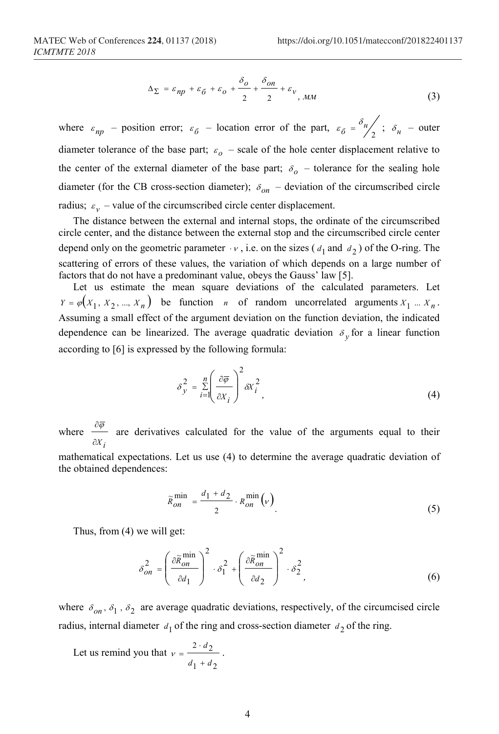$$\Delta_{\Sigma} = \varepsilon_{np} + \varepsilon_{б} + \varepsilon_{o} + \frac{\delta_{o}}{2} + \frac{\delta_{on}}{2} + \varepsilon_{v}, \text{ мм} \tag{3}$$

where $\varepsilon_{np}$ – position error; $\varepsilon_{б}$ – location error of the part, $\varepsilon_{б} = {}^{\delta_{н}}\!/_{2}$ ; $\delta_{н}$ – outer diameter tolerance of the base part; $\varepsilon_{o}$ – scale of the hole center displacement relative to the center of the external diameter of the base part; $\delta_{o}$ – tolerance for the sealing hole diameter (for the CB cross-section diameter); $\delta_{on}$ – deviation of the circumscribed circle radius; $\varepsilon_{v}$ – value of the circumscribed circle center displacement.

The distance between the external and internal stops, the ordinate of the circumscribed circle center, and the distance between the external stop and the circumscribed circle center depend only on the geometric parameter $\cdot v$, i.e. on the sizes ($d_1$ and $d_2$) of the O-ring. The scattering of errors of these values, the variation of which depends on a large number of factors that do not have a predominant value, obeys the Gauss' law [5].

Let us estimate the mean square deviations of the calculated parameters. Let $Y = \varphi(X_1, X_2, ..., X_n)$ be function $n$ of random uncorrelated arguments $X_1 \ldots X_n$. Assuming a small effect of the argument deviation on the function deviation, the indicated dependence can be linearized. The average quadratic deviation $\delta_y$ for a linear function according to [6] is expressed by the following formula:

$$\delta_y^2 = \sum_{i=1}^{n} \left( \frac{\partial \overline{\varphi}}{\partial X_i} \right)^2 \delta X_i^2, \tag{4}$$

where $\frac{\partial \overline{\varphi}}{\partial X_i}$ are derivatives calculated for the value of the arguments equal to their mathematical expectations. Let us use (4) to determine the average quadratic deviation of the obtained dependences:

$$\widetilde{R}_{on}^{\min} = \frac{d_1 + d_2}{2} \cdot R_{on}^{\min}(v). \tag{5}$$

Thus, from (4) we will get:

$$\delta_{on}^2 = \left( \frac{\partial \widetilde{R}_{on}^{\min}}{\partial d_1} \right)^2 \cdot \delta_1^2 + \left( \frac{\partial \widetilde{R}_{on}^{\min}}{\partial d_2} \right)^2 \cdot \delta_2^2, \tag{6}$$

where $\delta_{on}$, $\delta_1$, $\delta_2$ are average quadratic deviations, respectively, of the circumcised circle radius, internal diameter $d_1$ of the ring and cross-section diameter $d_2$ of the ring.

Let us remind you that $v = \frac{2 \cdot d_2}{d_1 + d_2}$.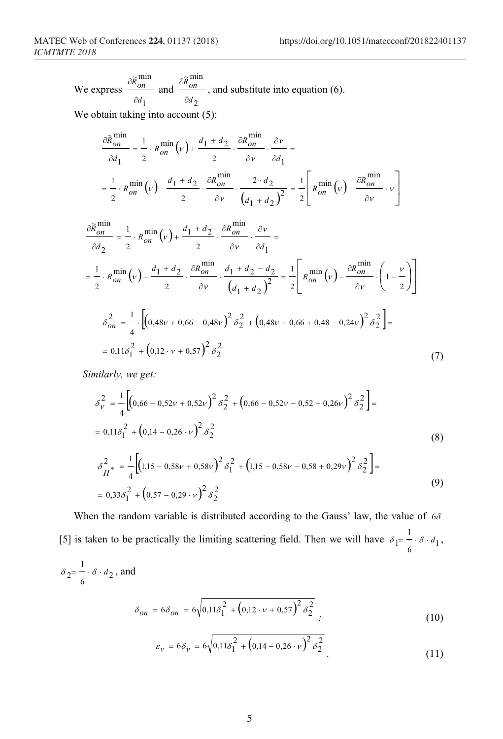We express $\frac{\partial \widetilde{R}_{on}^{\min}}{\partial d_1}$ and $\frac{\partial \widetilde{R}_{on}^{\min}}{\partial d_2}$, and substitute into equation (6).

We obtain taking into account (5):

$$\frac{\partial \widetilde{R}_{on}^{\min}}{\partial d_1} = \frac{1}{2} \cdot R_{on}^{\min}(\nu) + \frac{d_1 + d_2}{2} \cdot \frac{\partial R_{on}^{\min}}{\partial \nu} \cdot \frac{\partial \nu}{\partial d_1} =$$

$$= \frac{1}{2} \cdot R_{on}^{\min}(\nu) - \frac{d_1 + d_2}{2} \cdot \frac{\partial R_{on}^{\min}}{\partial \nu} \cdot \frac{2 \cdot d_2}{\left(d_1 + d_2\right)^2} = \frac{1}{2}\left[ R_{on}^{\min}(\nu) - \frac{\partial R_{on}^{\min}}{\partial \nu} \cdot \nu \right]$$

$$\frac{\partial \widetilde{R}_{on}^{\min}}{\partial d_2} = \frac{1}{2} \cdot R_{on}^{\min}(\nu) + \frac{d_1 + d_2}{2} \cdot \frac{\partial R_{on}^{\min}}{\partial \nu} \cdot \frac{\partial \nu}{\partial d_1} =$$

$$= \frac{1}{2} \cdot R_{on}^{\min}(\nu) - \frac{d_1 + d_2}{2} \cdot \frac{\partial R_{on}^{\min}}{\partial \nu} \cdot \frac{d_1 + d_2 - d_2}{\left(d_1 + d_2\right)^2} = \frac{1}{2}\left[ R_{on}^{\min}(\nu) - \frac{\partial R_{on}^{\min}}{\partial \nu} \cdot \left(1 - \frac{\nu}{2}\right) \right]$$

$$\delta_{on}^2 = \frac{1}{4} \cdot \left[ \left(0{,}48\nu + 0{,}66 - 0{,}48\nu\right)^2 \delta_2^2 + \left(0{,}48\nu + 0{,}66 + 0{,}48 - 0{,}24\nu\right)^2 \delta_2^2 \right] =$$
$$= 0{,}11\delta_1^2 + \left(0{,}12 \cdot \nu + 0{,}57\right)^2 \delta_2^2 \tag{7}$$

*Similarly, we get:*

$$\delta_{\nu}^2 = \frac{1}{4}\left[ \left(0{,}66 - 0{,}52\nu + 0{,}52\nu\right)^2 \delta_2^2 + \left(0{,}66 - 0{,}52\nu - 0{,}52 + 0{,}26\nu\right)^2 \delta_2^2 \right] =$$
$$= 0{,}11\delta_1^2 + \left(0{,}14 - 0{,}26 \cdot \nu\right)^2 \delta_2^2 \tag{8}$$

$$\delta_{H^*}^2 = \frac{1}{4}\left[ \left(1{,}15 - 0{,}58\nu + 0{,}58\nu\right)^2 \delta_1^2 + \left(1{,}15 - 0{,}58\nu - 0{,}58 + 0{,}29\nu\right)^2 \delta_2^2 \right] =$$
$$= 0{,}33\delta_1^2 + \left(0{,}57 - 0{,}29 \cdot \nu\right)^2 \delta_2^2 \tag{9}$$

When the random variable is distributed according to the Gauss' law, the value of $6\delta$ [5] is taken to be practically the limiting scattering field. Then we will have $\delta_1 = \frac{1}{6} \cdot \delta \cdot d_1$, $\delta_2 = \frac{1}{6} \cdot \delta \cdot d_2$, and

$$\delta_{on} = 6\delta_{on} = 6\sqrt{0{,}11\delta_1^2 + \left(0{,}12 \cdot \nu + 0{,}57\right)^2 \delta_2^2}\;; \tag{10}$$

$$\varepsilon_{\nu} = 6\delta_{\nu} = 6\sqrt{0{,}11\delta_1^2 + \left(0{,}14 - 0{,}26 \cdot \nu\right)^2 \delta_2^2}\,. \tag{11}$$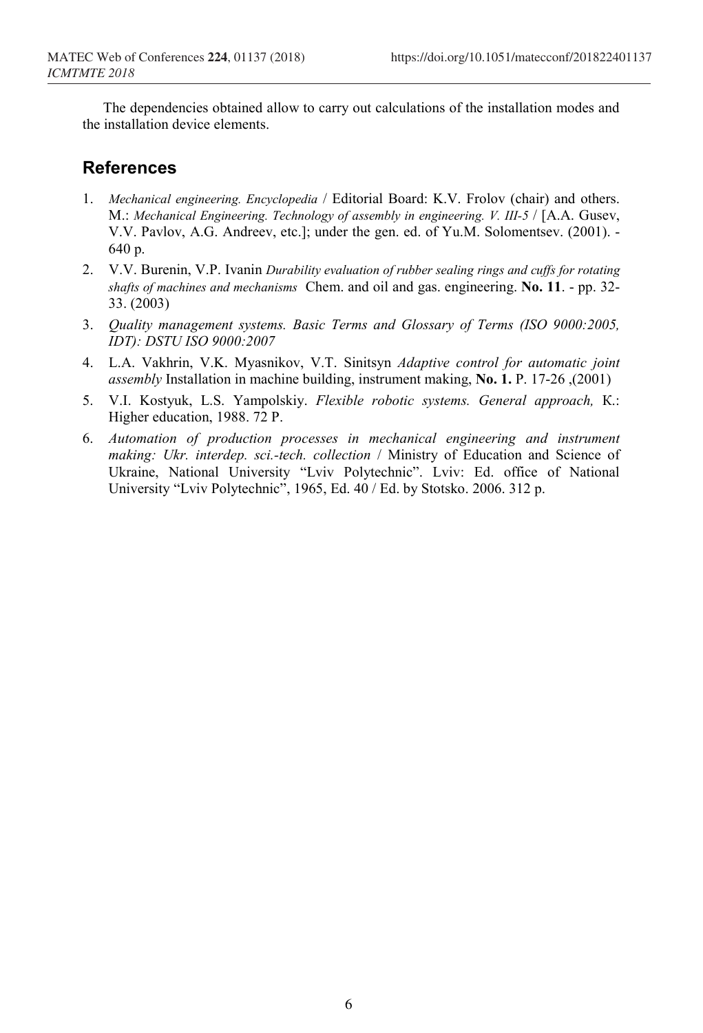The dependencies obtained allow to carry out calculations of the installation modes and the installation device elements.

## References

1. *Mechanical engineering. Encyclopedia* / Editorial Board: K.V. Frolov (chair) and others. M.: *Mechanical Engineering. Technology of assembly in engineering. V. III-5* / [A.A. Gusev, V.V. Pavlov, A.G. Andreev, etc.]; under the gen. ed. of Yu.M. Solomentsev. (2001). - 640 p.
2. V.V. Burenin, V.P. Ivanin *Durability evaluation of rubber sealing rings and cuffs for rotating shafts of machines and mechanisms* Chem. and oil and gas. engineering. **No. 11**. - pp. 32-33. (2003)
3. *Quality management systems. Basic Terms and Glossary of Terms (ISO 9000:2005, IDT): DSTU ISO 9000:2007*
4. L.A. Vakhrin, V.K. Myasnikov, V.T. Sinitsyn *Adaptive control for automatic joint assembly* Installation in machine building, instrument making, **No. 1.** P. 17-26 ,(2001)
5. V.I. Kostyuk, L.S. Yampolskiy. *Flexible robotic systems. General approach,* K.: Higher education, 1988. 72 P.
6. *Automation of production processes in mechanical engineering and instrument making: Ukr. interdep. sci.-tech. collection* / Ministry of Education and Science of Ukraine, National University "Lviv Polytechnic". Lviv: Ed. office of National University "Lviv Polytechnic", 1965, Ed. 40 / Ed. by Stotsko. 2006. 312 p.